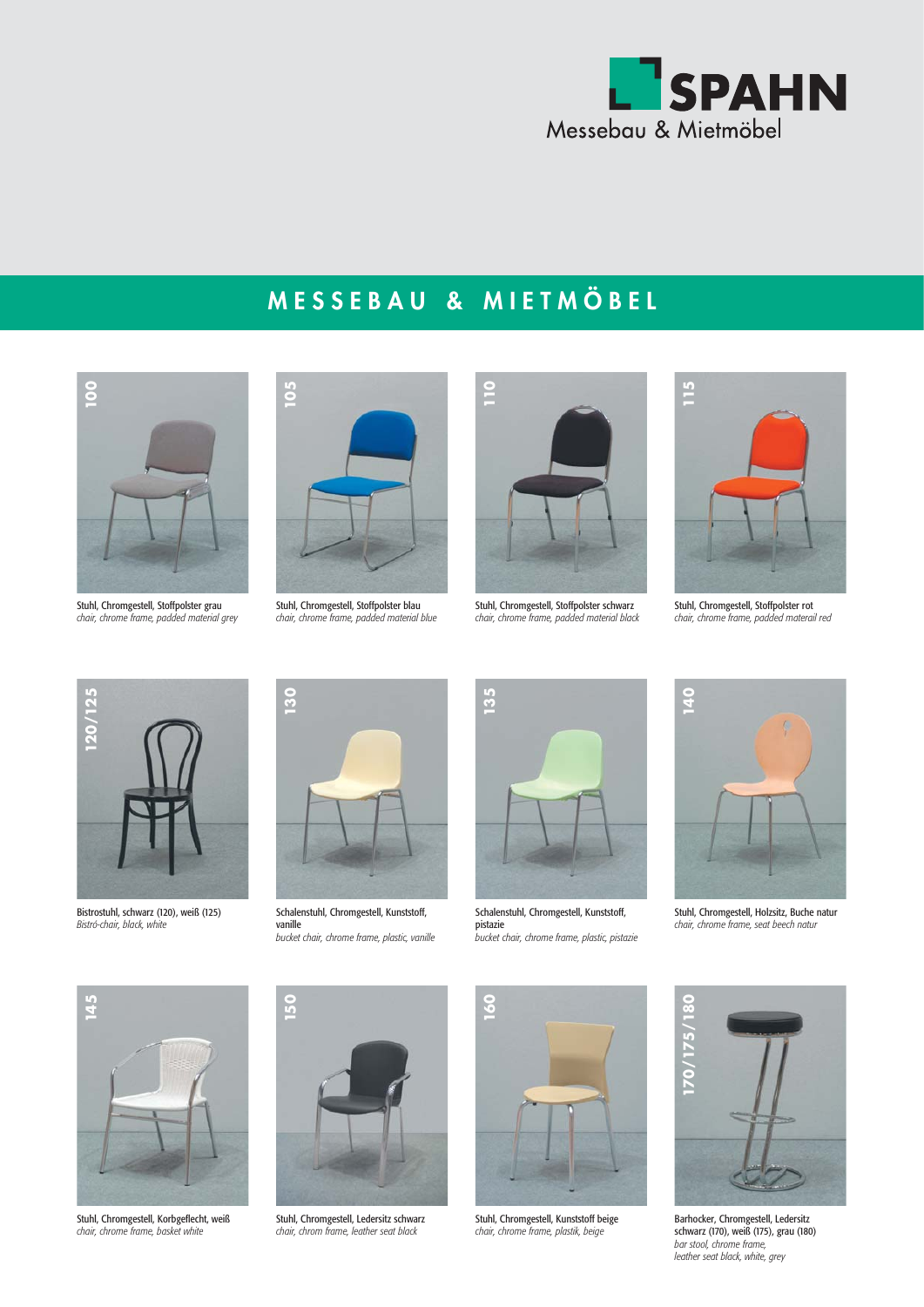SPAHN
Messebau & Mietmöbel

# MESSEBAU & MIETMÖBEL

**100**

Stuhl, Chromgestell, Stoffpolster grau
*chair, chrome frame, padded material grey*

**105**

Stuhl, Chromgestell, Stoffpolster blau
*chair, chrome frame, padded material blue*

**110**

Stuhl, Chromgestell, Stoffpolster schwarz
*chair, chrome frame, padded material black*

**115**

Stuhl, Chromgestell, Stoffpolster rot
*chair, chrome frame, padded materail red*

**120/125**

Bistrostuhl, schwarz (120), weiß (125)
*Bistró-chair, black, white*

**130**

Schalenstuhl, Chromgestell, Kunststoff, vanille
*bucket chair, chrome frame, plastic, vanille*

**135**

Schalenstuhl, Chromgestell, Kunststoff, pistazie
*bucket chair, chrome frame, plastic, pistazie*

**140**

Stuhl, Chromgestell, Holzsitz, Buche natur
*chair, chrome frame, seat beech natur*

**145**

Stuhl, Chromgestell, Korbgeflecht, weiß
*chair, chrome frame, basket white*

**150**

Stuhl, Chromgestell, Ledersitz schwarz
*chair, chrom frame, leather seat black*

**160**

Stuhl, Chromgestell, Kunststoff beige
*chair, chrome frame, plastik, beige*

**170/175/180**

Barhocker, Chromgestell, Ledersitz schwarz (170), weiß (175), grau (180)
*bar stool, chrome frame, leather seat black, white, grey*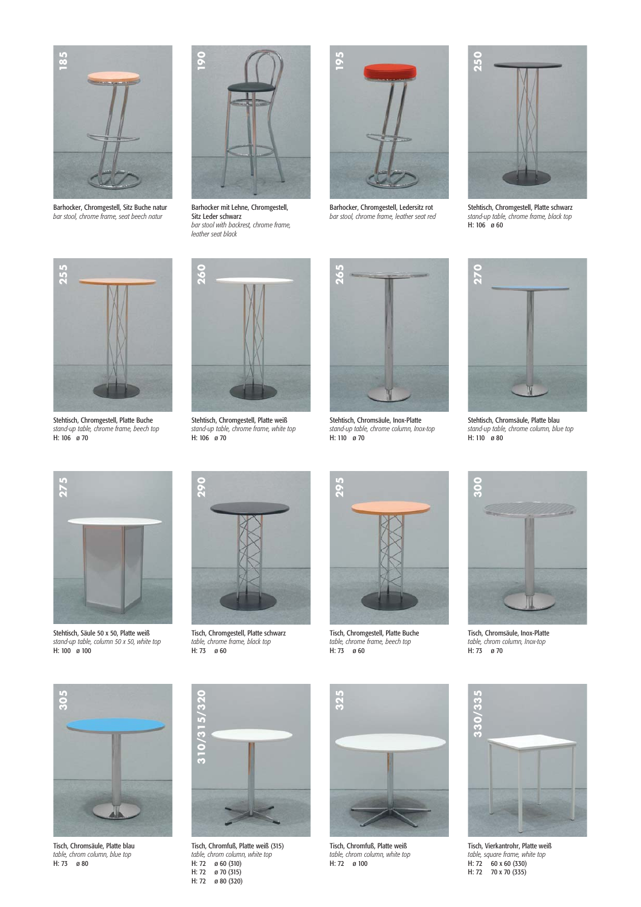**185**

Barhocker, Chromgestell, Sitz Buche natur
*bar stool, chrome frame, seat beech natur*

**190**

Barhocker mit Lehne, Chromgestell, Sitz Leder schwarz
*bar stool with backrest, chrome frame, leather seat black*

**195**

Barhocker, Chromgestell, Ledersitz rot
*bar stool, chrome frame, leather seat red*

**250**

Stehtisch, Chromgestell, Platte schwarz
*stand-up table, chrome frame, black top*
H: 106 ø 60

**255**

Stehtisch, Chromgestell, Platte Buche
*stand-up table, chrome frame, beech top*
H: 106 ø 70

**260**

Stehtisch, Chromgestell, Platte weiß
*stand-up table, chrome frame, white top*
H: 106 ø 70

**265**

Stehtisch, Chromsäule, Inox-Platte
*stand-up table, chrome column, Inox-top*
H: 110 ø 70

**270**

Stehtisch, Chromsäule, Platte blau
*stand-up table, chrome column, blue top*
H: 110 ø 80

**275**

Stehtisch, Säule 50 x 50, Platte weiß
*stand-up table, column 50 x 50, white top*
H: 100 ø 100

**290**

Tisch, Chromgestell, Platte schwarz
*table, chrome frame, black top*
H: 73 ø 60

**295**

Tisch, Chromgestell, Platte Buche
*table, chrome frame, beech top*
H: 73 ø 60

**300**

Tisch, Chromsäule, Inox-Platte
*table, chrom column, Inox-top*
H: 73 ø 70

**305**

Tisch, Chromsäule, Platte blau
*table, chrom column, blue top*
H: 73 ø 80

**310/315/320**

Tisch, Chromfuß, Platte weiß (315)
*table, chrom column, white top*
H: 72 ø 60 (310)
H: 72 ø 70 (315)
H: 72 ø 80 (320)

**325**

Tisch, Chromfuß, Platte weiß
*table, chrom column, white top*
H: 72 ø 100

**330/335**

Tisch, Vierkantrohr, Platte weiß
*table, square frame, white top*
H: 72 60 x 60 (330)
H: 72 70 x 70 (335)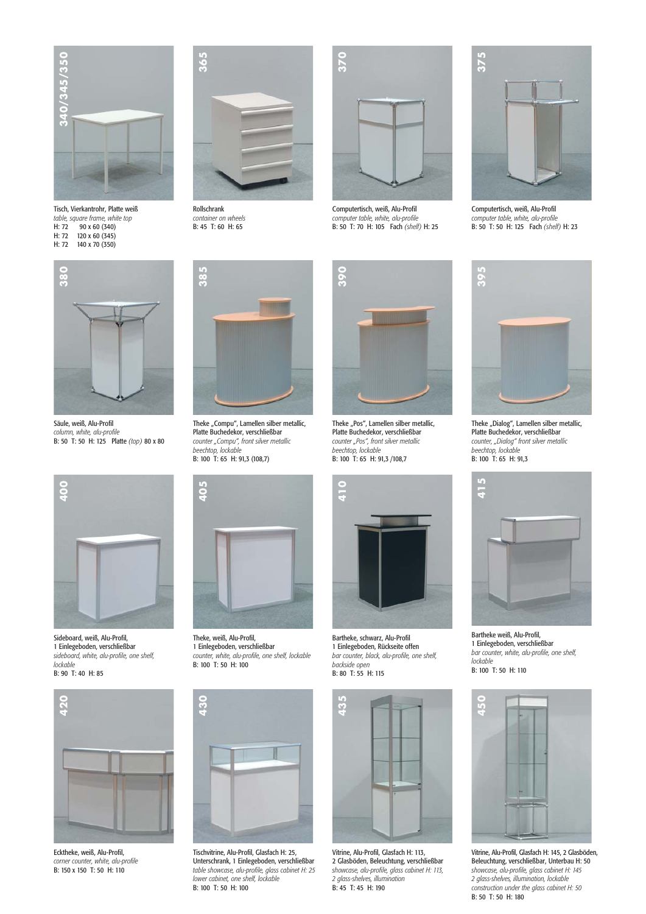**340/345/350**

Tisch, Vierkantrohr, Platte weiß
*table, square frame, white top*
H: 72  90 x 60 (340)
H: 72  120 x 60 (345)
H: 72  140 x 70 (350)

**365**

Rollschrank
*container on wheels*
B: 45  T: 60  H: 65

**370**

Computertisch, weiß, Alu-Profil
*computer table, white, alu-profile*
B: 50  T: 70  H: 105  Fach *(shelf)* H: 25

**375**

Computertisch, weiß, Alu-Profil
*computer table, white, alu-profile*
B: 50  T: 50  H: 125  Fach *(shelf)* H: 23

**380**

Säule, weiß, Alu-Profil
*column, white, alu-profile*
B: 50  T: 50  H: 125  Platte *(top)* 80 x 80

**385**

Theke „Compu", Lamellen silber metallic, Platte Buchedekor, verschließbar
*counter „Compu", front silver metallic beechtop, lockable*
B: 100  T: 65  H: 91,3 (108,7)

**390**

Theke „Pos", Lamellen silber metallic, Platte Buchedekor, verschließbar
*counter „Pos", front silver metallic beechtop, lockable*
B: 100  T: 65  H: 91,3 /108,7

**395**

Theke „Dialog", Lamellen silber metallic, Platte Buchedekor, verschließbar
*counter, „Dialog" front silver metallic beechtop, lockable*
B: 100  T: 65  H: 91,3

**400**

Sideboard, weiß, Alu-Profil, 1 Einlegeboden, verschließbar
*sideboard, white, alu-profile, one shelf, lockable*
B: 90  T: 40  H: 85

**405**

Theke, weiß, Alu-Profil, 1 Einlegeboden, verschließbar
*counter, white, alu-profile, one shelf, lockable*
B: 100  T: 50  H: 100

**410**

Bartheke, schwarz, Alu-Profil 1 Einlegeboden, Rückseite offen
*bar counter, black, alu-profile, one shelf, backside open*
B: 80  T: 55  H: 115

**415**

Bartheke weiß, Alu-Profil, 1 Einlegeboden, verschließbar
*bar counter, white, alu-profile, one shelf, lockable*
B: 100  T: 50  H: 110

**420**

Ecktheke, weiß, Alu-Profil,
*corner counter, white, alu-profile*
B: 150 x 150  T: 50  H: 110

**430**

Tischvitrine, Alu-Profil, Glasfach H: 25, Unterschrank, 1 Einlegeboden, verschließbar
*table showcase, alu-profile, glass cabinet H: 25 lower cabinet, one shelf, lockable*
B: 100  T: 50  H: 100

**435**

Vitrine, Alu-Profil, Glasfach H: 113, 2 Glasböden, Beleuchtung, verschließbar
*showcase, alu-profile, glass cabinet H: 113, 2 glass-shelves, illumination*
B: 45  T: 45  H: 190

**450**

Vitrine, Alu-Profil, Glasfach H: 145, 2 Glasböden, Beleuchtung, verschließbar, Unterbau H: 50
*showcase, alu-profile, glass cabinet H: 145 2 glass-shelves, illumination, lockable construction under the glass cabinet H: 50*
B: 50  T: 50  H: 180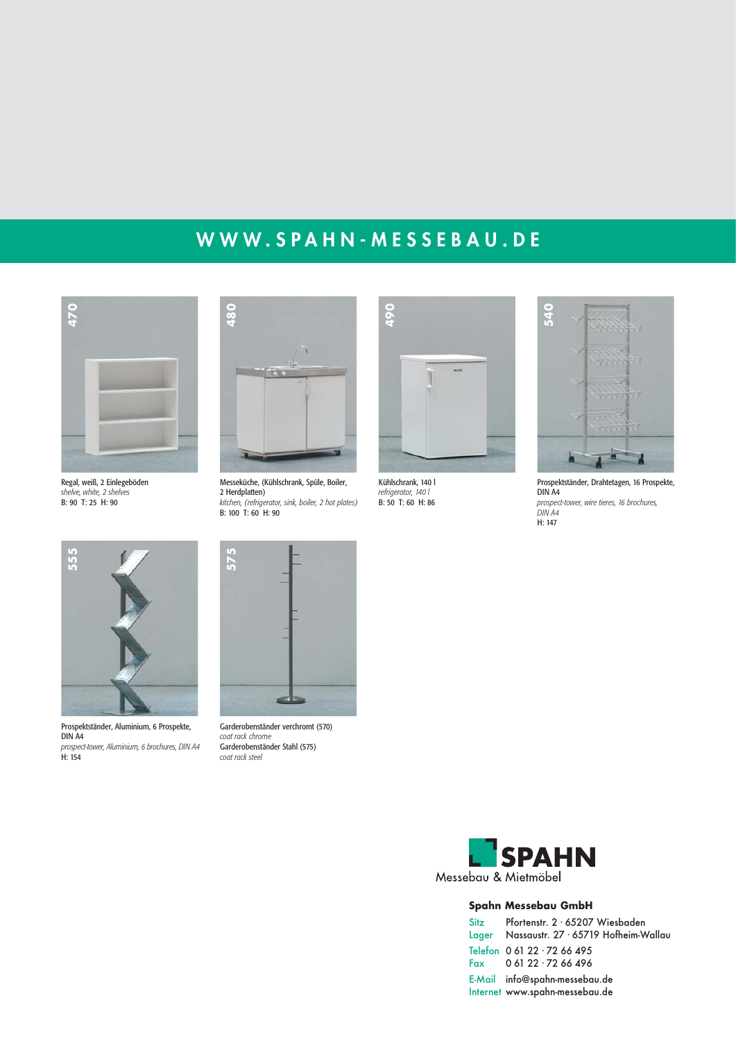# WWW.SPAHN-MESSEBAU.DE

470

Regal, weiß, 2 Einlegeböden
*shelve, white, 2 shelves*
B: 90 T: 25 H: 90

480

Messeküche, (Kühlschrank, Spüle, Boiler, 2 Herdplatten)
*kitchen, (refrigerator, sink, boiler, 2 hot plates)*
B: 100 T: 60 H: 90

490

Kühlschrank, 140 l
*refrigerator, 140 l*
B: 50 T: 60 H: 86

540

Prospektständer, Drahtetagen, 16 Prospekte, DIN A4
*prospect-tower, wire tieres, 16 brochures, DIN A4*
H: 147

555

Prospektständer, Aluminium, 6 Prospekte, DIN A4
*prospect-tower, Aluminium, 6 brochures, DIN A4*
H: 154

575

Garderobenständer verchromt (570)
*coat rack chrome*
Garderobenständer Stahl (575)
*coat rack steel*

**SPAHN**
Messebau & Mietmöbel

**Spahn Messebau GmbH**

Sitz Pfortenstr. 2 · 65207 Wiesbaden
Lager Nassaustr. 27 · 65719 Hofheim-Wallau
Telefon 0 61 22 · 72 66 495
Fax 0 61 22 · 72 66 496
E-Mail info@spahn-messebau.de
Internet www.spahn-messebau.de